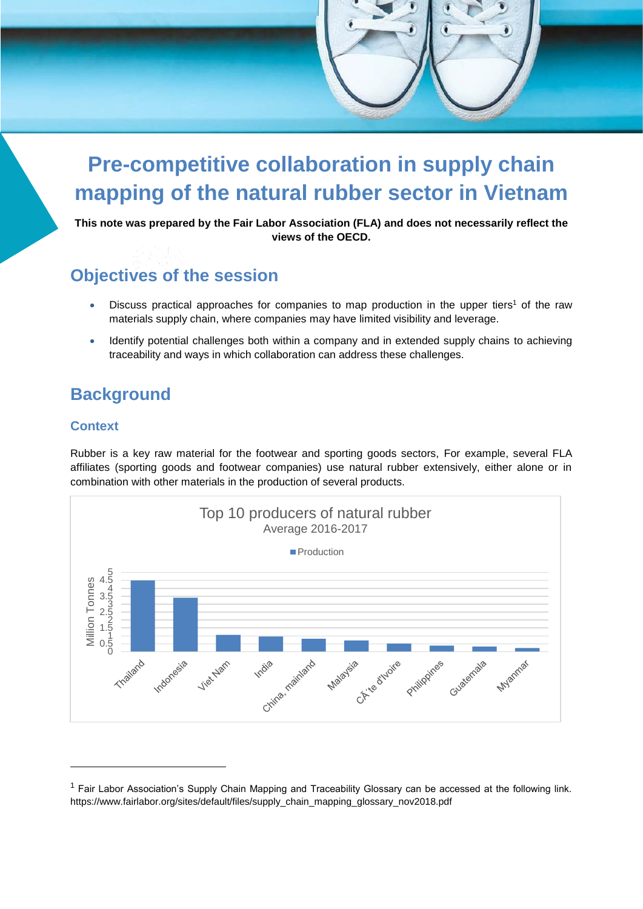# Pre-competitive collaboration in supply chain mapping of the natural rubber sector in Vietnam

**This note was prepared by the Fair Labor Association (FLA) and does not necessarily reflect the views of the OECD.**

## Objectives of the session

- Discuss practical approaches for companies to map production in the upper tiers[1] of the raw materials supply chain, where companies may have limited visibility and leverage.
- Identify potential challenges both within a company and in extended supply chains to achieving traceability and ways in which collaboration can address these challenges.

## Background

### Context

Rubber is a key raw material for the footwear and sporting goods sectors, For example, several FLA affiliates (sporting goods and footwear companies) use natural rubber extensively, either alone or in combination with other materials in the production of several products.

Top 10 producers of natural rubber
Average 2016-2017

Production

Million Tonnes: 0, 0.5, 1, 1.5, 2, 2.5, 3, 3.5, 4, 4.5, 5

Thailand, Indonesia, Viet Nam, India, China, mainland, Malaysia, CÃ´te d'Ivoire, Philippines, Guatemala, Myanmar

---

[1] Fair Labor Association's Supply Chain Mapping and Traceability Glossary can be accessed at the following link. https://www.fairlabor.org/sites/default/files/supply_chain_mapping_glossary_nov2018.pdf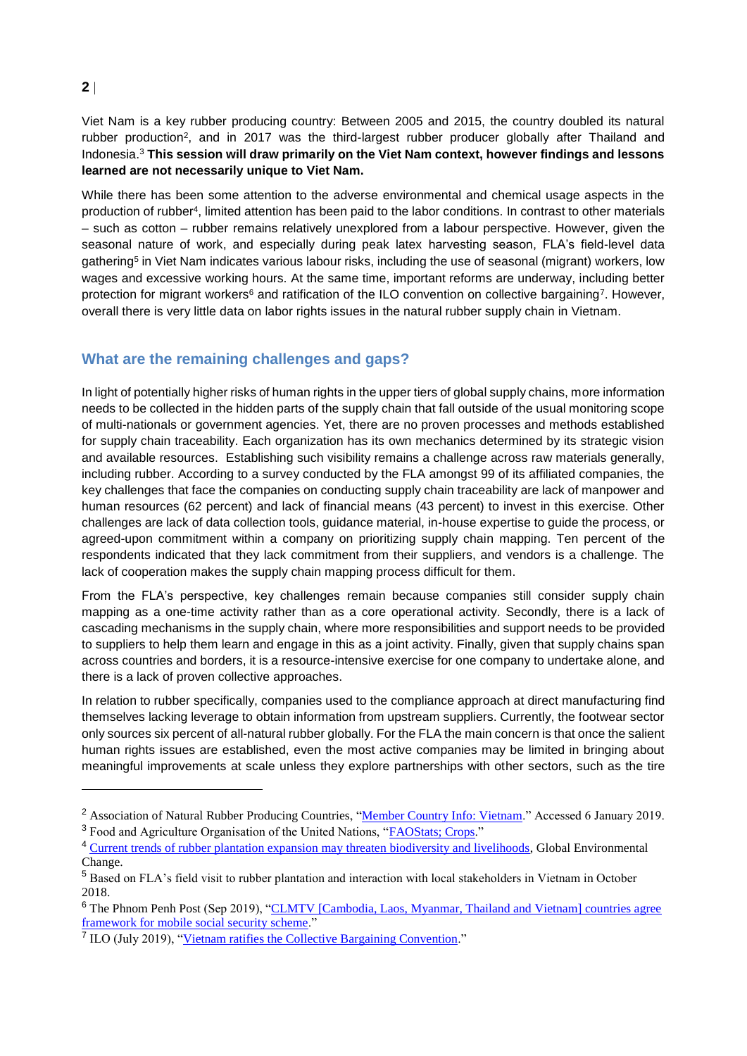Viet Nam is a key rubber producing country: Between 2005 and 2015, the country doubled its natural rubber production[2], and in 2017 was the third-largest rubber producer globally after Thailand and Indonesia.[3] **This session will draw primarily on the Viet Nam context, however findings and lessons learned are not necessarily unique to Viet Nam.**

While there has been some attention to the adverse environmental and chemical usage aspects in the production of rubber[4], limited attention has been paid to the labor conditions. In contrast to other materials – such as cotton – rubber remains relatively unexplored from a labour perspective. However, given the seasonal nature of work, and especially during peak latex harvesting season, FLA's field-level data gathering[5] in Viet Nam indicates various labour risks, including the use of seasonal (migrant) workers, low wages and excessive working hours. At the same time, important reforms are underway, including better protection for migrant workers[6] and ratification of the ILO convention on collective bargaining[7]. However, overall there is very little data on labor rights issues in the natural rubber supply chain in Vietnam.

## What are the remaining challenges and gaps?

In light of potentially higher risks of human rights in the upper tiers of global supply chains, more information needs to be collected in the hidden parts of the supply chain that fall outside of the usual monitoring scope of multi-nationals or government agencies. Yet, there are no proven processes and methods established for supply chain traceability. Each organization has its own mechanics determined by its strategic vision and available resources. Establishing such visibility remains a challenge across raw materials generally, including rubber. According to a survey conducted by the FLA amongst 99 of its affiliated companies, the key challenges that face the companies on conducting supply chain traceability are lack of manpower and human resources (62 percent) and lack of financial means (43 percent) to invest in this exercise. Other challenges are lack of data collection tools, guidance material, in-house expertise to guide the process, or agreed-upon commitment within a company on prioritizing supply chain mapping. Ten percent of the respondents indicated that they lack commitment from their suppliers, and vendors is a challenge. The lack of cooperation makes the supply chain mapping process difficult for them.

From the FLA's perspective, key challenges remain because companies still consider supply chain mapping as a one-time activity rather than as a core operational activity. Secondly, there is a lack of cascading mechanisms in the supply chain, where more responsibilities and support needs to be provided to suppliers to help them learn and engage in this as a joint activity. Finally, given that supply chains span across countries and borders, it is a resource-intensive exercise for one company to undertake alone, and there is a lack of proven collective approaches.

In relation to rubber specifically, companies used to the compliance approach at direct manufacturing find themselves lacking leverage to obtain information from upstream suppliers. Currently, the footwear sector only sources six percent of all-natural rubber globally. For the FLA the main concern is that once the salient human rights issues are established, even the most active companies may be limited in bringing about meaningful improvements at scale unless they explore partnerships with other sectors, such as the tire

---

[2] Association of Natural Rubber Producing Countries, "Member Country Info: Vietnam." Accessed 6 January 2019.

[3] Food and Agriculture Organisation of the United Nations, "FAOStats; Crops."

[4] Current trends of rubber plantation expansion may threaten biodiversity and livelihoods, Global Environmental Change.

[5] Based on FLA's field visit to rubber plantation and interaction with local stakeholders in Vietnam in October 2018.

[6] The Phnom Penh Post (Sep 2019), "CLMTV [Cambodia, Laos, Myanmar, Thailand and Vietnam] countries agree framework for mobile social security scheme."

[7] ILO (July 2019), "Vietnam ratifies the Collective Bargaining Convention."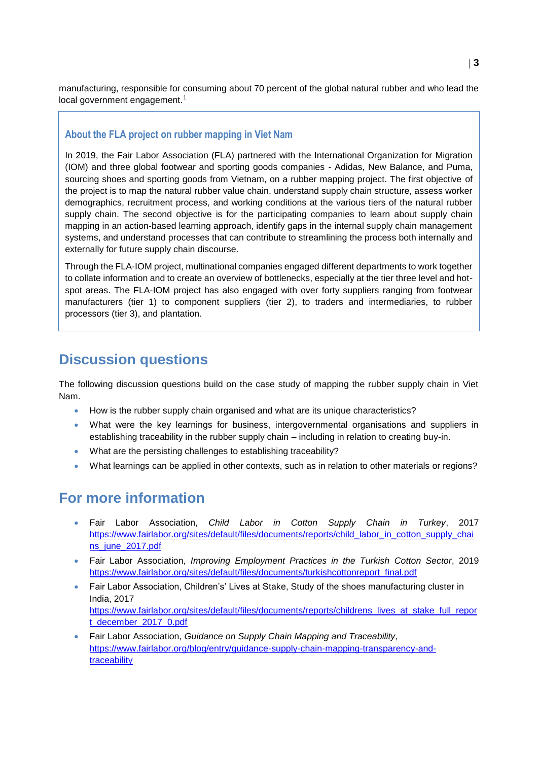manufacturing, responsible for consuming about 70 percent of the global natural rubber and who lead the local government engagement.[1]

### About the FLA project on rubber mapping in Viet Nam

In 2019, the Fair Labor Association (FLA) partnered with the International Organization for Migration (IOM) and three global footwear and sporting goods companies - Adidas, New Balance, and Puma, sourcing shoes and sporting goods from Vietnam, on a rubber mapping project. The first objective of the project is to map the natural rubber value chain, understand supply chain structure, assess worker demographics, recruitment process, and working conditions at the various tiers of the natural rubber supply chain. The second objective is for the participating companies to learn about supply chain mapping in an action-based learning approach, identify gaps in the internal supply chain management systems, and understand processes that can contribute to streamlining the process both internally and externally for future supply chain discourse.

Through the FLA-IOM project, multinational companies engaged different departments to work together to collate information and to create an overview of bottlenecks, especially at the tier three level and hot-spot areas. The FLA-IOM project has also engaged with over forty suppliers ranging from footwear manufacturers (tier 1) to component suppliers (tier 2), to traders and intermediaries, to rubber processors (tier 3), and plantation.

## Discussion questions

The following discussion questions build on the case study of mapping the rubber supply chain in Viet Nam.

- How is the rubber supply chain organised and what are its unique characteristics?
- What were the key learnings for business, intergovernmental organisations and suppliers in establishing traceability in the rubber supply chain – including in relation to creating buy-in.
- What are the persisting challenges to establishing traceability?
- What learnings can be applied in other contexts, such as in relation to other materials or regions?

## For more information

- Fair Labor Association, *Child Labor in Cotton Supply Chain in Turkey*, 2017 https://www.fairlabor.org/sites/default/files/documents/reports/child_labor_in_cotton_supply_chains_june_2017.pdf
- Fair Labor Association, *Improving Employment Practices in the Turkish Cotton Sector*, 2019 https://www.fairlabor.org/sites/default/files/documents/turkishcottonreport_final.pdf
- Fair Labor Association, Children's' Lives at Stake, Study of the shoes manufacturing cluster in India, 2017 https://www.fairlabor.org/sites/default/files/documents/reports/childrens_lives_at_stake_full_report_december_2017_0.pdf
- Fair Labor Association, *Guidance on Supply Chain Mapping and Traceability*, https://www.fairlabor.org/blog/entry/guidance-supply-chain-mapping-transparency-and-traceability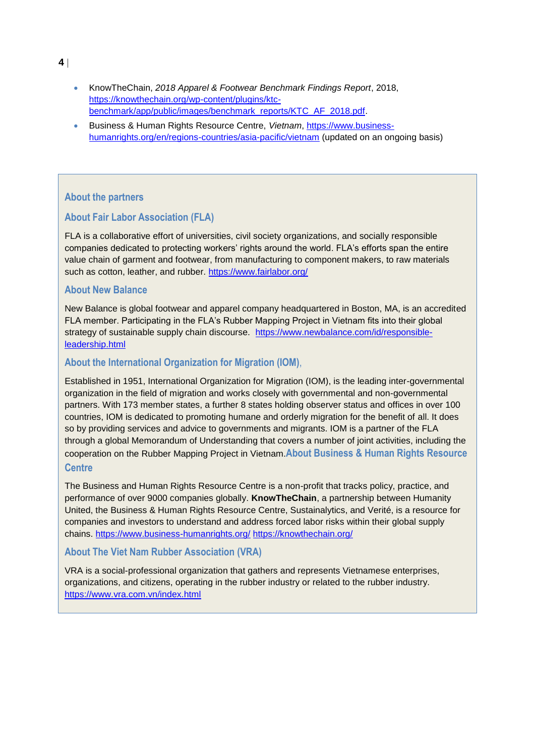- KnowTheChain, *2018 Apparel & Footwear Benchmark Findings Report*, 2018, https://knowthechain.org/wp-content/plugins/ktc-benchmark/app/public/images/benchmark_reports/KTC_AF_2018.pdf.
- Business & Human Rights Resource Centre, *Vietnam*, https://www.business-humanrights.org/en/regions-countries/asia-pacific/vietnam (updated on an ongoing basis)

## About the partners

### About Fair Labor Association (FLA)

FLA is a collaborative effort of universities, civil society organizations, and socially responsible companies dedicated to protecting workers' rights around the world. FLA's efforts span the entire value chain of garment and footwear, from manufacturing to component makers, to raw materials such as cotton, leather, and rubber. https://www.fairlabor.org/

### About New Balance

New Balance is global footwear and apparel company headquartered in Boston, MA, is an accredited FLA member. Participating in the FLA's Rubber Mapping Project in Vietnam fits into their global strategy of sustainable supply chain discourse. https://www.newbalance.com/id/responsible-leadership.html

### About the International Organization for Migration (IOM),

Established in 1951, International Organization for Migration (IOM), is the leading inter-governmental organization in the field of migration and works closely with governmental and non-governmental partners. With 173 member states, a further 8 states holding observer status and offices in over 100 countries, IOM is dedicated to promoting humane and orderly migration for the benefit of all. It does so by providing services and advice to governments and migrants. IOM is a partner of the FLA through a global Memorandum of Understanding that covers a number of joint activities, including the cooperation on the Rubber Mapping Project in Vietnam.

### About Business & Human Rights Resource Centre

The Business and Human Rights Resource Centre is a non-profit that tracks policy, practice, and performance of over 9000 companies globally. **KnowTheChain**, a partnership between Humanity United, the Business & Human Rights Resource Centre, Sustainalytics, and Verité, is a resource for companies and investors to understand and address forced labor risks within their global supply chains. https://www.business-humanrights.org/ https://knowthechain.org/

### About The Viet Nam Rubber Association (VRA)

VRA is a social-professional organization that gathers and represents Vietnamese enterprises, organizations, and citizens, operating in the rubber industry or related to the rubber industry. https://www.vra.com.vn/index.html